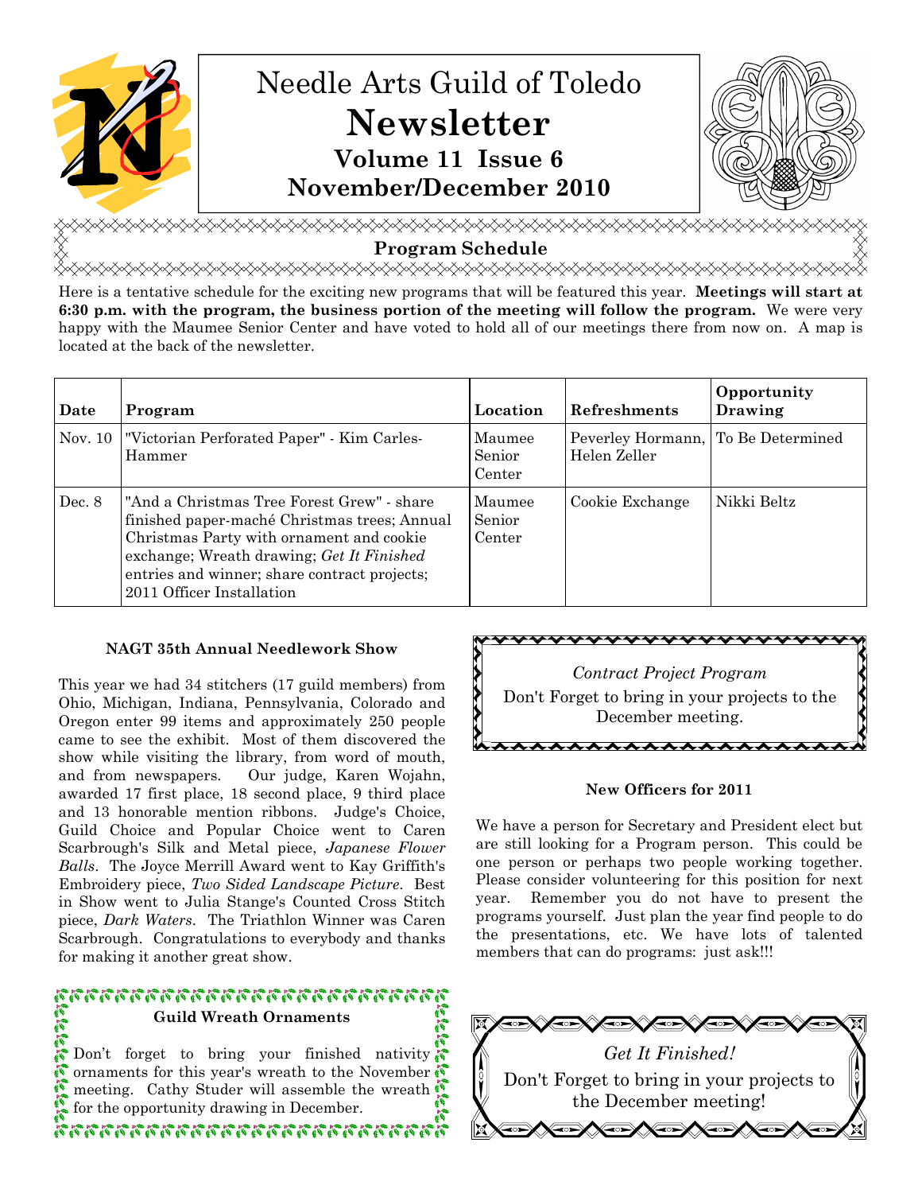# Needle Arts Guild of Toledo

# Newsletter

### Volume 11 Issue 6

### November/December 2010

## Program Schedule

Here is a tentative schedule for the exciting new programs that will be featured this year. **Meetings will start at 6:30 p.m. with the program, the business portion of the meeting will follow the program.** We were very happy with the Maumee Senior Center and have voted to hold all of our meetings there from now on. A map is located at the back of the newsletter.

| Date | Program | Location | Refreshments | Opportunity Drawing |
|---|---|---|---|---|
| Nov. 10 | "Victorian Perforated Paper" - Kim Carles-Hammer | Maumee Senior Center | Peverley Hormann, Helen Zeller | To Be Determined |
| Dec. 8 | "And a Christmas Tree Forest Grew" - share finished paper-maché Christmas trees; Annual Christmas Party with ornament and cookie exchange; Wreath drawing; *Get It Finished* entries and winner; share contract projects; 2011 Officer Installation | Maumee Senior Center | Cookie Exchange | Nikki Beltz |

### NAGT 35th Annual Needlework Show

This year we had 34 stitchers (17 guild members) from Ohio, Michigan, Indiana, Pennsylvania, Colorado and Oregon enter 99 items and approximately 250 people came to see the exhibit. Most of them discovered the show while visiting the library, from word of mouth, and from newspapers. Our judge, Karen Wojahn, awarded 17 first place, 18 second place, 9 third place and 13 honorable mention ribbons. Judge's Choice, Guild Choice and Popular Choice went to Caren Scarbrough's Silk and Metal piece, *Japanese Flower Balls*. The Joyce Merrill Award went to Kay Griffith's Embroidery piece, *Two Sided Landscape Picture*. Best in Show went to Julia Stange's Counted Cross Stitch piece, *Dark Waters*. The Triathlon Winner was Caren Scarbrough. Congratulations to everybody and thanks for making it another great show.

### Guild Wreath Ornaments

Don't forget to bring your finished nativity ornaments for this year's wreath to the November meeting. Cathy Studer will assemble the wreath for the opportunity drawing in December.

*Contract Project Program*

Don't Forget to bring in your projects to the December meeting.

### New Officers for 2011

We have a person for Secretary and President elect but are still looking for a Program person. This could be one person or perhaps two people working together. Please consider volunteering for this position for next year. Remember you do not have to present the programs yourself. Just plan the year find people to do the presentations, etc. We have lots of talented members that can do programs: just ask!!!

*Get It Finished!*

Don't Forget to bring in your projects to the December meeting!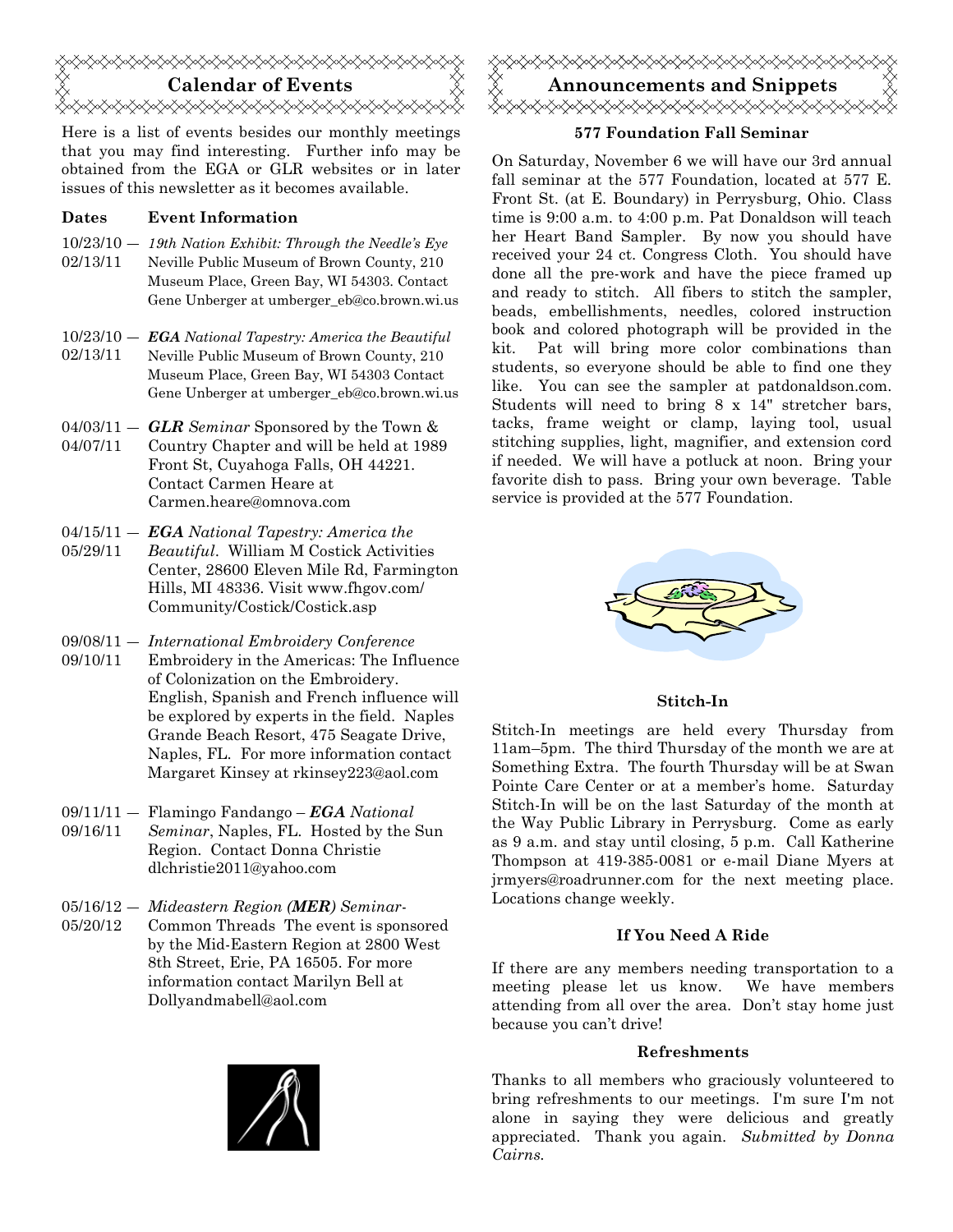## Calendar of Events

Here is a list of events besides our monthly meetings that you may find interesting. Further info may be obtained from the EGA or GLR websites or in later issues of this newsletter as it becomes available.

| Dates | Event Information |
| --- | --- |
| 10/23/10 — 02/13/11 | *19th Nation Exhibit: Through the Needle's Eye* Neville Public Museum of Brown County, 210 Museum Place, Green Bay, WI 54303. Contact Gene Unberger at umberger_eb@co.brown.wi.us |
| 10/23/10 — 02/13/11 | ***EGA** National Tapestry: America the Beautiful* Neville Public Museum of Brown County, 210 Museum Place, Green Bay, WI 54303 Contact Gene Unberger at umberger_eb@co.brown.wi.us |
| 04/03/11 — 04/07/11 | ***GLR** Seminar* Sponsored by the Town & Country Chapter and will be held at 1989 Front St, Cuyahoga Falls, OH 44221. Contact Carmen Heare at Carmen.heare@omnova.com |
| 04/15/11 — 05/29/11 | ***EGA** National Tapestry: America the Beautiful*. William M Costick Activities Center, 28600 Eleven Mile Rd, Farmington Hills, MI 48336. Visit www.fhgov.com/ Community/Costick/Costick.asp |
| 09/08/11 — 09/10/11 | *International Embroidery Conference* Embroidery in the Americas: The Influence of Colonization on the Embroidery. English, Spanish and French influence will be explored by experts in the field. Naples Grande Beach Resort, 475 Seagate Drive, Naples, FL. For more information contact Margaret Kinsey at rkinsey223@aol.com |
| 09/11/11 — 09/16/11 | Flamingo Fandango – ***EGA** National Seminar*, Naples, FL. Hosted by the Sun Region. Contact Donna Christie dlchristie2011@yahoo.com |
| 05/16/12 — 05/20/12 | *Mideastern Region (**MER**) Seminar-* Common Threads The event is sponsored by the Mid-Eastern Region at 2800 West 8th Street, Erie, PA 16505. For more information contact Marilyn Bell at Dollyandmabell@aol.com |

## Announcements and Snippets

### 577 Foundation Fall Seminar

On Saturday, November 6 we will have our 3rd annual fall seminar at the 577 Foundation, located at 577 E. Front St. (at E. Boundary) in Perrysburg, Ohio. Class time is 9:00 a.m. to 4:00 p.m. Pat Donaldson will teach her Heart Band Sampler. By now you should have received your 24 ct. Congress Cloth. You should have done all the pre-work and have the piece framed up and ready to stitch. All fibers to stitch the sampler, beads, embellishments, needles, colored instruction book and colored photograph will be provided in the kit. Pat will bring more color combinations than students, so everyone should be able to find one they like. You can see the sampler at patdonaldson.com. Students will need to bring 8 x 14" stretcher bars, tacks, frame weight or clamp, laying tool, usual stitching supplies, light, magnifier, and extension cord if needed. We will have a potluck at noon. Bring your favorite dish to pass. Bring your own beverage. Table service is provided at the 577 Foundation.

### Stitch-In

Stitch-In meetings are held every Thursday from 11am–5pm. The third Thursday of the month we are at Something Extra. The fourth Thursday will be at Swan Pointe Care Center or at a member's home. Saturday Stitch-In will be on the last Saturday of the month at the Way Public Library in Perrysburg. Come as early as 9 a.m. and stay until closing, 5 p.m. Call Katherine Thompson at 419-385-0081 or e-mail Diane Myers at jrmyers@roadrunner.com for the next meeting place. Locations change weekly.

### If You Need A Ride

If there are any members needing transportation to a meeting please let us know. We have members attending from all over the area. Don't stay home just because you can't drive!

### Refreshments

Thanks to all members who graciously volunteered to bring refreshments to our meetings. I'm sure I'm not alone in saying they were delicious and greatly appreciated. Thank you again. *Submitted by Donna Cairns.*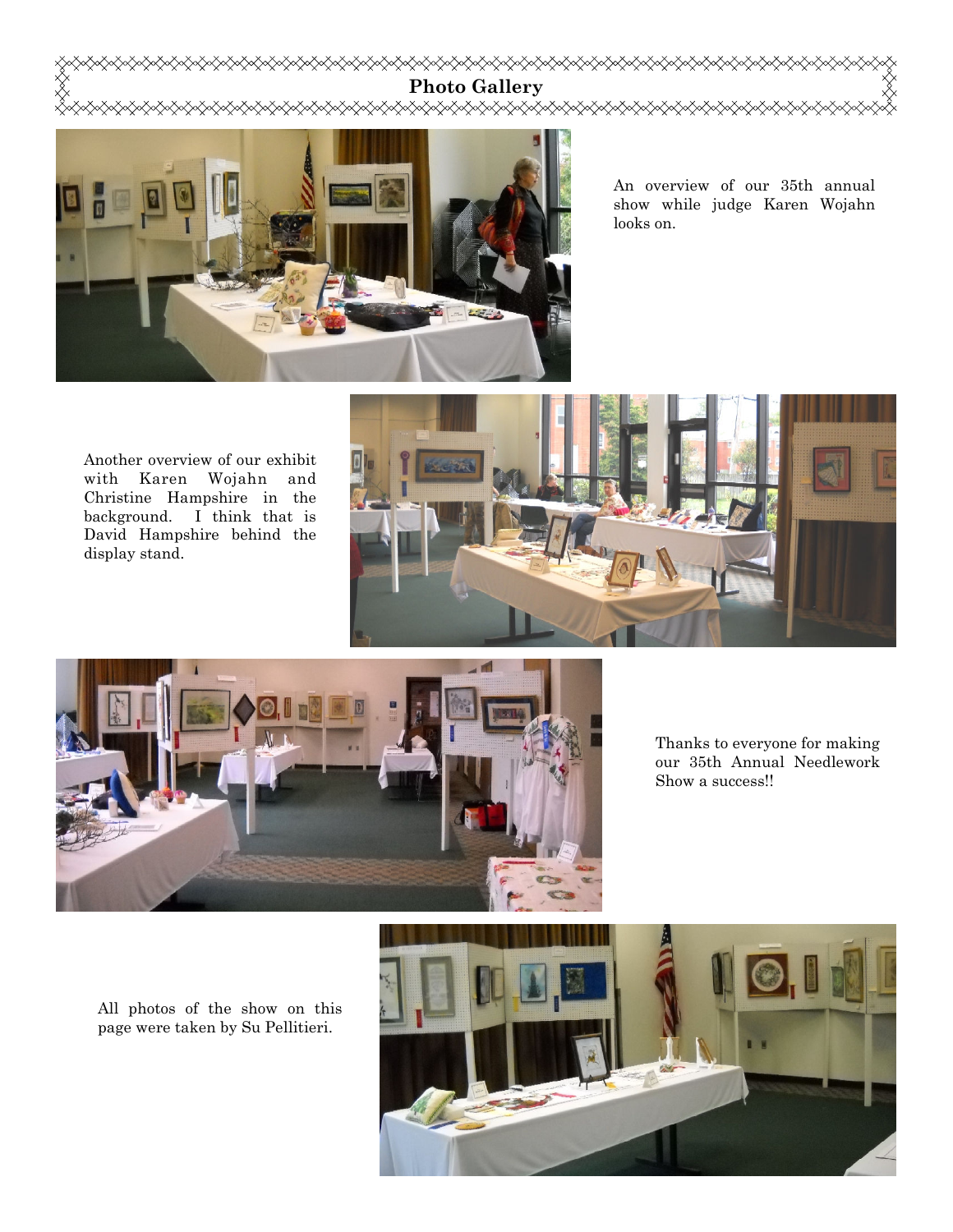## Photo Gallery

An overview of our 35th annual show while judge Karen Wojahn looks on.

Another overview of our exhibit with Karen Wojahn and Christine Hampshire in the background. I think that is David Hampshire behind the display stand.

Thanks to everyone for making our 35th Annual Needlework Show a success!!

All photos of the show on this page were taken by Su Pellitieri.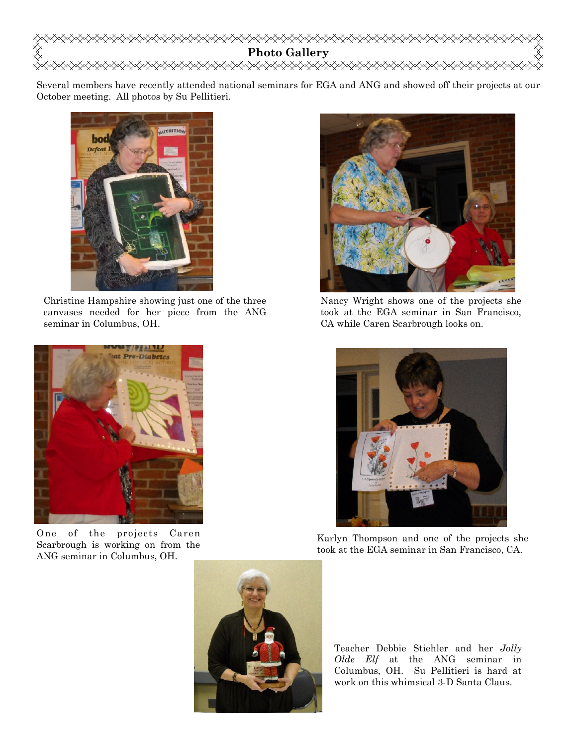## Photo Gallery

Several members have recently attended national seminars for EGA and ANG and showed off their projects at our October meeting. All photos by Su Pellitieri.

Christine Hampshire showing just one of the three canvases needed for her piece from the ANG seminar in Columbus, OH.

Nancy Wright shows one of the projects she took at the EGA seminar in San Francisco, CA while Caren Scarbrough looks on.

One of the projects Caren Scarbrough is working on from the ANG seminar in Columbus, OH.

Karlyn Thompson and one of the projects she took at the EGA seminar in San Francisco, CA.

Teacher Debbie Stiehler and her *Jolly Olde Elf* at the ANG seminar in Columbus, OH. Su Pellitieri is hard at work on this whimsical 3-D Santa Claus.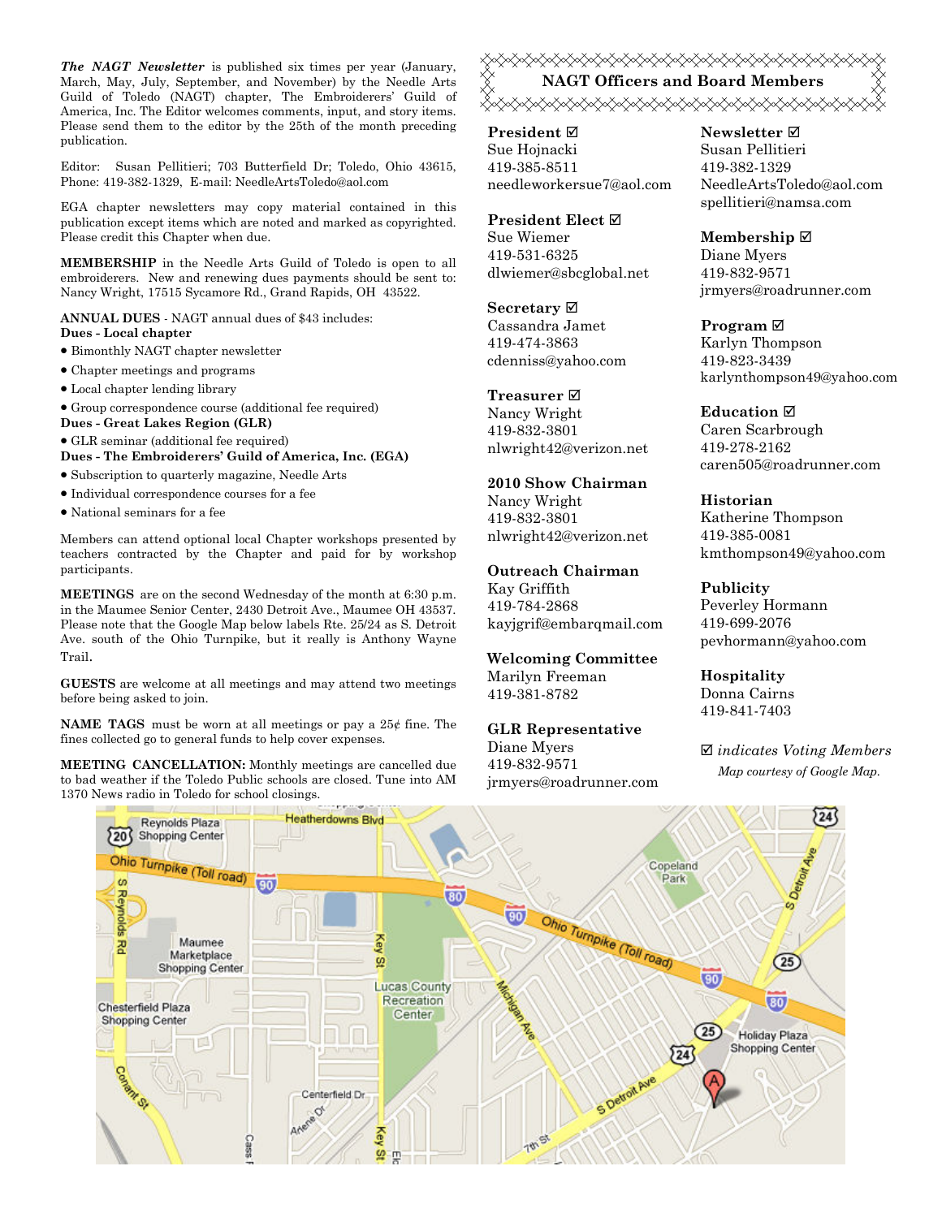***The NAGT Newsletter*** is published six times per year (January, March, May, July, September, and November) by the Needle Arts Guild of Toledo (NAGT) chapter, The Embroiderers' Guild of America, Inc. The Editor welcomes comments, input, and story items. Please send them to the editor by the 25th of the month preceding publication.

Editor: Susan Pellitieri; 703 Butterfield Dr; Toledo, Ohio 43615, Phone: 419-382-1329, E-mail: NeedleArtsToledo@aol.com

EGA chapter newsletters may copy material contained in this publication except items which are noted and marked as copyrighted. Please credit this Chapter when due.

**MEMBERSHIP** in the Needle Arts Guild of Toledo is open to all embroiderers. New and renewing dues payments should be sent to: Nancy Wright, 17515 Sycamore Rd., Grand Rapids, OH 43522.

**ANNUAL DUES** - NAGT annual dues of $43 includes:

**Dues - Local chapter**

- Bimonthly NAGT chapter newsletter
- Chapter meetings and programs
- Local chapter lending library
- Group correspondence course (additional fee required)

**Dues - Great Lakes Region (GLR)**

- GLR seminar (additional fee required)

**Dues - The Embroiderers' Guild of America, Inc. (EGA)**

- Subscription to quarterly magazine, Needle Arts
- Individual correspondence courses for a fee
- National seminars for a fee

Members can attend optional local Chapter workshops presented by teachers contracted by the Chapter and paid for by workshop participants.

**MEETINGS** are on the second Wednesday of the month at 6:30 p.m. in the Maumee Senior Center, 2430 Detroit Ave., Maumee OH 43537. Please note that the Google Map below labels Rte. 25/24 as S. Detroit Ave. south of the Ohio Turnpike, but it really is Anthony Wayne Trail.

**GUESTS** are welcome at all meetings and may attend two meetings before being asked to join.

**NAME TAGS** must be worn at all meetings or pay a 25¢ fine. The fines collected go to general funds to help cover expenses.

**MEETING CANCELLATION:** Monthly meetings are cancelled due to bad weather if the Toledo Public schools are closed. Tune into AM 1370 News radio in Toledo for school closings.

## NAGT Officers and Board Members

**President ☑**
Sue Hojnacki
419-385-8511
needleworkersue7@aol.com

**President Elect ☑**
Sue Wiemer
419-531-6325
dlwiemer@sbcglobal.net

**Secretary ☑**
Cassandra Jamet
419-474-3863
cdenniss@yahoo.com

**Treasurer ☑**
Nancy Wright
419-832-3801
nlwright42@verizon.net

**2010 Show Chairman**
Nancy Wright
419-832-3801
nlwright42@verizon.net

**Outreach Chairman**
Kay Griffith
419-784-2868
kayjgrif@embarqmail.com

**Welcoming Committee**
Marilyn Freeman
419-381-8782

**GLR Representative**
Diane Myers
419-832-9571
jrmyers@roadrunner.com

**Newsletter ☑**
Susan Pellitieri
419-382-1329
NeedleArtsToledo@aol.com
spellitieri@namsa.com

**Membership ☑**
Diane Myers
419-832-9571
jrmyers@roadrunner.com

**Program ☑**
Karlyn Thompson
419-823-3439
karlynthompson49@yahoo.com

**Education ☑**
Caren Scarbrough
419-278-2162
caren505@roadrunner.com

**Historian**
Katherine Thompson
419-385-0081
kmthompson49@yahoo.com

**Publicity**
Peverley Hormann
419-699-2076
pevhormann@yahoo.com

**Hospitality**
Donna Cairns
419-841-7403

☑ *indicates Voting Members*

*Map courtesy of Google Map.*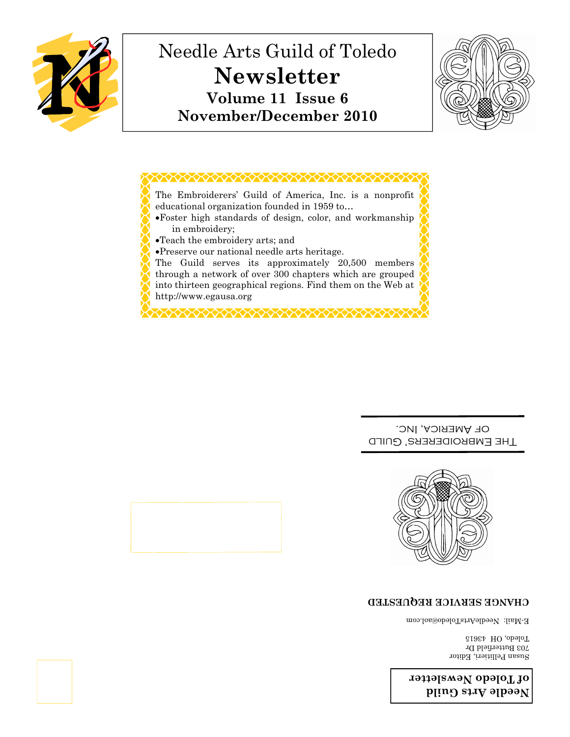# Needle Arts Guild of Toledo

# Newsletter

## Volume 11 Issue 6

## November/December 2010

The Embroiderers' Guild of America, Inc. is a nonprofit educational organization founded in 1959 to…

- Foster high standards of design, color, and workmanship in embroidery;
- Teach the embroidery arts; and
- Preserve our national needle arts heritage.

The Guild serves its approximately 20,500 members through a network of over 300 chapters which are grouped into thirteen geographical regions. Find them on the Web at http://www.egausa.org

THE EMBROIDERERS' GUILD OF AMERICA, INC.

**CHANGE SERVICE REQUESTED**

E-Mail: NeedleArtsToledo@aol.com

Toledo, OH 43615
703 Butterfield Dr
Susan Pellitieri, Editor

**Needle Arts Guild of Toledo Newsletter**